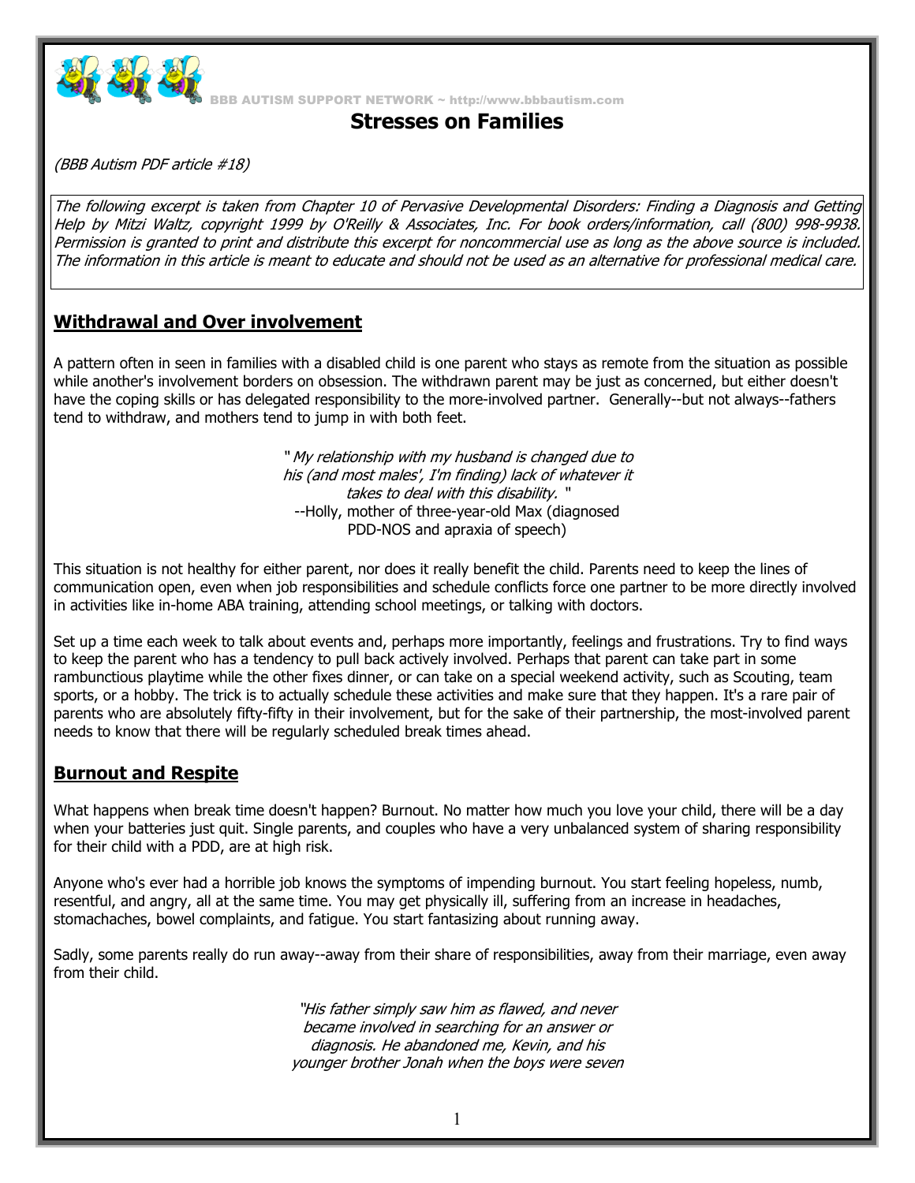BBB AUTISM SUPPORT NETWORK ~ http://www.bbbautism.com

# Stresses on Families

*(BBB Autism PDF article #18)*

*The following excerpt is taken from Chapter 10 of Pervasive Developmental Disorders: Finding a Diagnosis and Getting Help by Mitzi Waltz, copyright 1999 by O'Reilly & Associates, Inc. For book orders/information, call (800) 998-9938. Permission is granted to print and distribute this excerpt for noncommercial use as long as the above source is included. The information in this article is meant to educate and should not be used as an alternative for professional medical care.*

## Withdrawal and Over involvement

A pattern often in seen in families with a disabled child is one parent who stays as remote from the situation as possible while another's involvement borders on obsession. The withdrawn parent may be just as concerned, but either doesn't have the coping skills or has delegated responsibility to the more-involved partner. Generally--but not always--fathers tend to withdraw, and mothers tend to jump in with both feet.

> "*My relationship with my husband is changed due to his (and most males', I'm finding) lack of whatever it takes to deal with this disability.* "
> --Holly, mother of three-year-old Max (diagnosed PDD-NOS and apraxia of speech)

This situation is not healthy for either parent, nor does it really benefit the child. Parents need to keep the lines of communication open, even when job responsibilities and schedule conflicts force one partner to be more directly involved in activities like in-home ABA training, attending school meetings, or talking with doctors.

Set up a time each week to talk about events and, perhaps more importantly, feelings and frustrations. Try to find ways to keep the parent who has a tendency to pull back actively involved. Perhaps that parent can take part in some rambunctious playtime while the other fixes dinner, or can take on a special weekend activity, such as Scouting, team sports, or a hobby. The trick is to actually schedule these activities and make sure that they happen. It's a rare pair of parents who are absolutely fifty-fifty in their involvement, but for the sake of their partnership, the most-involved parent needs to know that there will be regularly scheduled break times ahead.

## Burnout and Respite

What happens when break time doesn't happen? Burnout. No matter how much you love your child, there will be a day when your batteries just quit. Single parents, and couples who have a very unbalanced system of sharing responsibility for their child with a PDD, are at high risk.

Anyone who's ever had a horrible job knows the symptoms of impending burnout. You start feeling hopeless, numb, resentful, and angry, all at the same time. You may get physically ill, suffering from an increase in headaches, stomachaches, bowel complaints, and fatigue. You start fantasizing about running away.

Sadly, some parents really do run away--away from their share of responsibilities, away from their marriage, even away from their child.

> *"His father simply saw him as flawed, and never became involved in searching for an answer or diagnosis. He abandoned me, Kevin, and his younger brother Jonah when the boys were seven*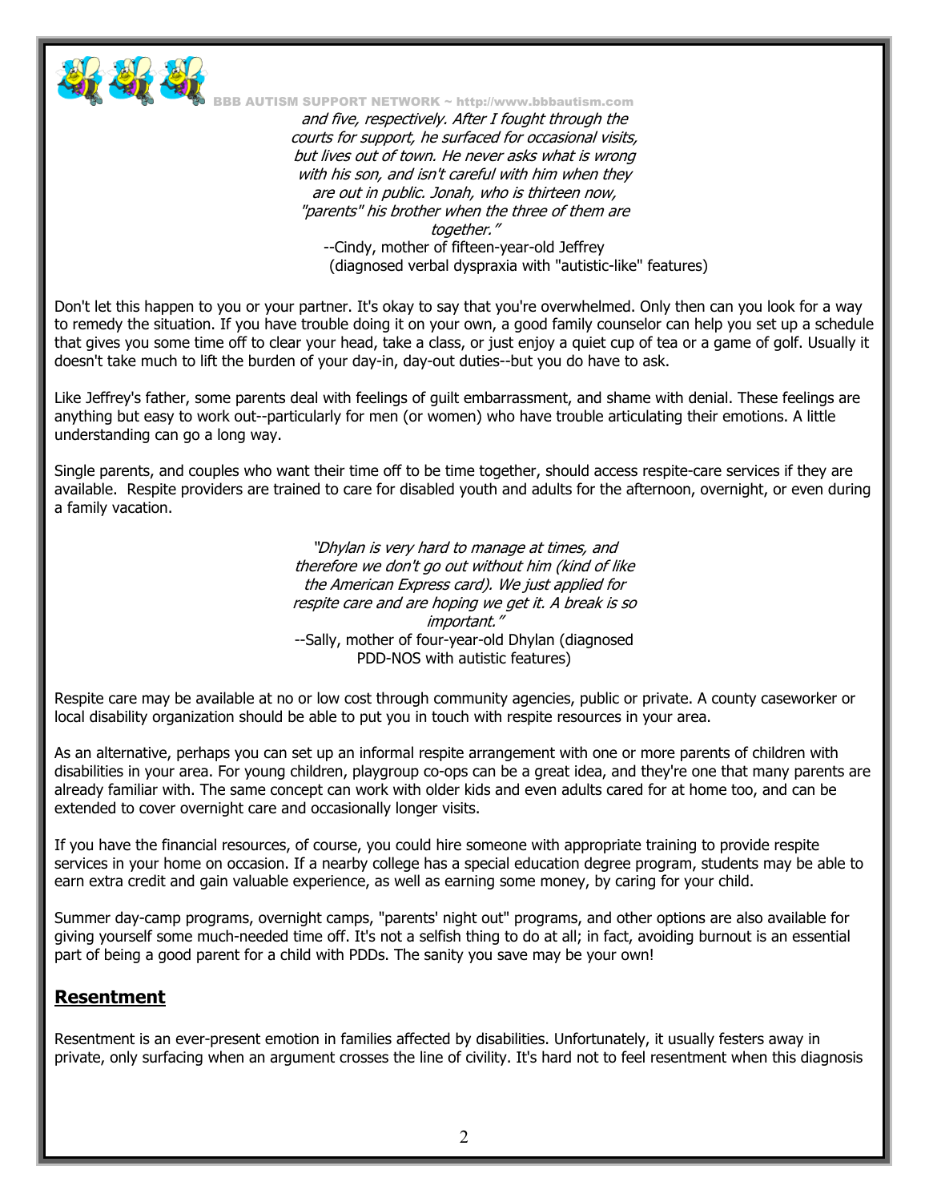*and five, respectively. After I fought through the courts for support, he surfaced for occasional visits, but lives out of town. He never asks what is wrong with his son, and isn't careful with him when they are out in public. Jonah, who is thirteen now, "parents" his brother when the three of them are together."*

--Cindy, mother of fifteen-year-old Jeffrey (diagnosed verbal dyspraxia with "autistic-like" features)

Don't let this happen to you or your partner. It's okay to say that you're overwhelmed. Only then can you look for a way to remedy the situation. If you have trouble doing it on your own, a good family counselor can help you set up a schedule that gives you some time off to clear your head, take a class, or just enjoy a quiet cup of tea or a game of golf. Usually it doesn't take much to lift the burden of your day-in, day-out duties--but you do have to ask.

Like Jeffrey's father, some parents deal with feelings of guilt embarrassment, and shame with denial. These feelings are anything but easy to work out--particularly for men (or women) who have trouble articulating their emotions. A little understanding can go a long way.

Single parents, and couples who want their time off to be time together, should access respite-care services if they are available. Respite providers are trained to care for disabled youth and adults for the afternoon, overnight, or even during a family vacation.

*"Dhylan is very hard to manage at times, and therefore we don't go out without him (kind of like the American Express card). We just applied for respite care and are hoping we get it. A break is so important."*

--Sally, mother of four-year-old Dhylan (diagnosed PDD-NOS with autistic features)

Respite care may be available at no or low cost through community agencies, public or private. A county caseworker or local disability organization should be able to put you in touch with respite resources in your area.

As an alternative, perhaps you can set up an informal respite arrangement with one or more parents of children with disabilities in your area. For young children, playgroup co-ops can be a great idea, and they're one that many parents are already familiar with. The same concept can work with older kids and even adults cared for at home too, and can be extended to cover overnight care and occasionally longer visits.

If you have the financial resources, of course, you could hire someone with appropriate training to provide respite services in your home on occasion. If a nearby college has a special education degree program, students may be able to earn extra credit and gain valuable experience, as well as earning some money, by caring for your child.

Summer day-camp programs, overnight camps, "parents' night out" programs, and other options are also available for giving yourself some much-needed time off. It's not a selfish thing to do at all; in fact, avoiding burnout is an essential part of being a good parent for a child with PDDs. The sanity you save may be your own!

## Resentment

Resentment is an ever-present emotion in families affected by disabilities. Unfortunately, it usually festers away in private, only surfacing when an argument crosses the line of civility. It's hard not to feel resentment when this diagnosis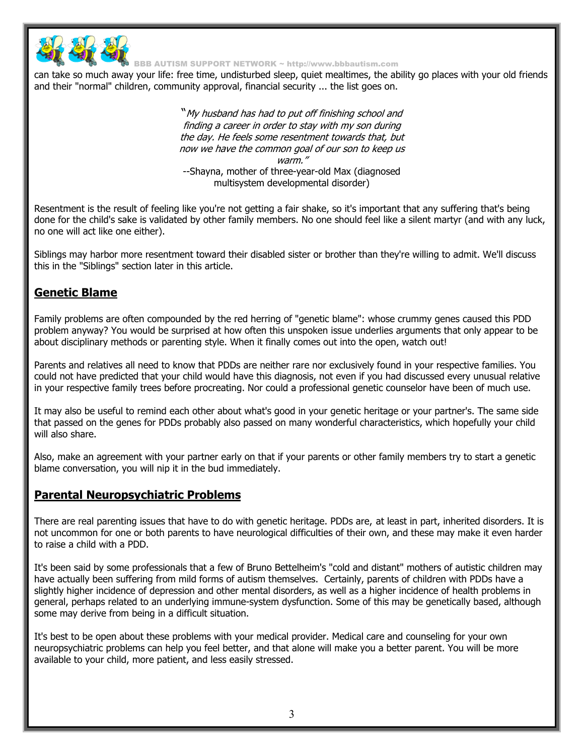can take so much away your life: free time, undisturbed sleep, quiet mealtimes, the ability go places with your old friends and their "normal" children, community approval, financial security ... the list goes on.

> "*My husband has had to put off finishing school and finding a career in order to stay with my son during the day. He feels some resentment towards that, but now we have the common goal of our son to keep us warm.*"
> --Shayna, mother of three-year-old Max (diagnosed multisystem developmental disorder)

Resentment is the result of feeling like you're not getting a fair shake, so it's important that any suffering that's being done for the child's sake is validated by other family members. No one should feel like a silent martyr (and with any luck, no one will act like one either).

Siblings may harbor more resentment toward their disabled sister or brother than they're willing to admit. We'll discuss this in the "Siblings" section later in this article.

## Genetic Blame

Family problems are often compounded by the red herring of "genetic blame": whose crummy genes caused this PDD problem anyway? You would be surprised at how often this unspoken issue underlies arguments that only appear to be about disciplinary methods or parenting style. When it finally comes out into the open, watch out!

Parents and relatives all need to know that PDDs are neither rare nor exclusively found in your respective families. You could not have predicted that your child would have this diagnosis, not even if you had discussed every unusual relative in your respective family trees before procreating. Nor could a professional genetic counselor have been of much use.

It may also be useful to remind each other about what's good in your genetic heritage or your partner's. The same side that passed on the genes for PDDs probably also passed on many wonderful characteristics, which hopefully your child will also share.

Also, make an agreement with your partner early on that if your parents or other family members try to start a genetic blame conversation, you will nip it in the bud immediately.

## Parental Neuropsychiatric Problems

There are real parenting issues that have to do with genetic heritage. PDDs are, at least in part, inherited disorders. It is not uncommon for one or both parents to have neurological difficulties of their own, and these may make it even harder to raise a child with a PDD.

It's been said by some professionals that a few of Bruno Bettelheim's "cold and distant" mothers of autistic children may have actually been suffering from mild forms of autism themselves. Certainly, parents of children with PDDs have a slightly higher incidence of depression and other mental disorders, as well as a higher incidence of health problems in general, perhaps related to an underlying immune-system dysfunction. Some of this may be genetically based, although some may derive from being in a difficult situation.

It's best to be open about these problems with your medical provider. Medical care and counseling for your own neuropsychiatric problems can help you feel better, and that alone will make you a better parent. You will be more available to your child, more patient, and less easily stressed.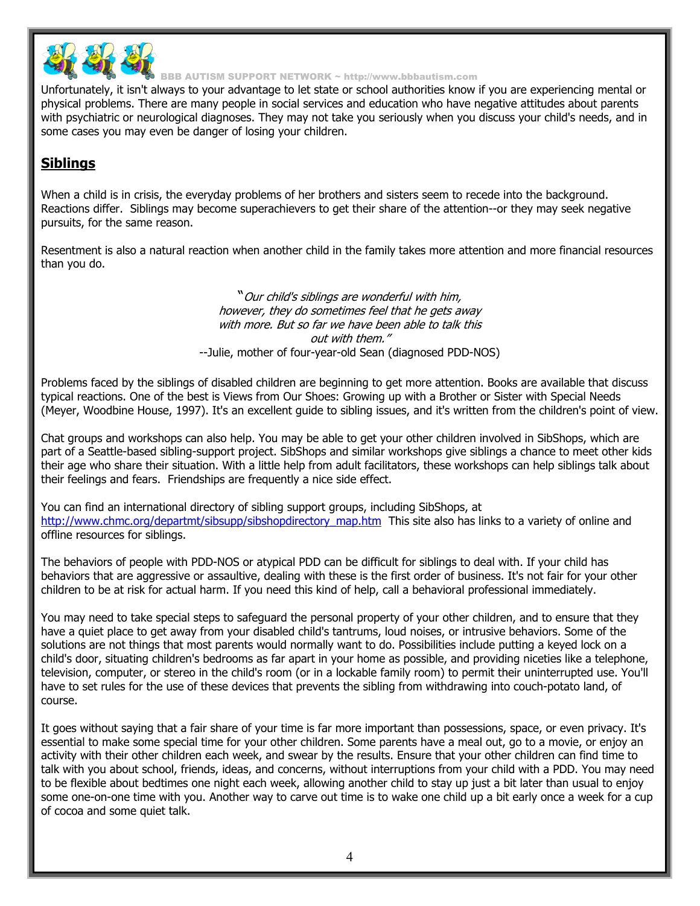Unfortunately, it isn't always to your advantage to let state or school authorities know if you are experiencing mental or physical problems. There are many people in social services and education who have negative attitudes about parents with psychiatric or neurological diagnoses. They may not take you seriously when you discuss your child's needs, and in some cases you may even be danger of losing your children.

## Siblings

When a child is in crisis, the everyday problems of her brothers and sisters seem to recede into the background. Reactions differ. Siblings may become superachievers to get their share of the attention--or they may seek negative pursuits, for the same reason.

Resentment is also a natural reaction when another child in the family takes more attention and more financial resources than you do.

> "*Our child's siblings are wonderful with him, however, they do sometimes feel that he gets away with more. But so far we have been able to talk this out with them."*
>
> --Julie, mother of four-year-old Sean (diagnosed PDD-NOS)

Problems faced by the siblings of disabled children are beginning to get more attention. Books are available that discuss typical reactions. One of the best is Views from Our Shoes: Growing up with a Brother or Sister with Special Needs (Meyer, Woodbine House, 1997). It's an excellent guide to sibling issues, and it's written from the children's point of view.

Chat groups and workshops can also help. You may be able to get your other children involved in SibShops, which are part of a Seattle-based sibling-support project. SibShops and similar workshops give siblings a chance to meet other kids their age who share their situation. With a little help from adult facilitators, these workshops can help siblings talk about their feelings and fears. Friendships are frequently a nice side effect.

You can find an international directory of sibling support groups, including SibShops, at http://www.chmc.org/departmt/sibsupp/sibshopdirectory_map.htm This site also has links to a variety of online and offline resources for siblings.

The behaviors of people with PDD-NOS or atypical PDD can be difficult for siblings to deal with. If your child has behaviors that are aggressive or assaultive, dealing with these is the first order of business. It's not fair for your other children to be at risk for actual harm. If you need this kind of help, call a behavioral professional immediately.

You may need to take special steps to safeguard the personal property of your other children, and to ensure that they have a quiet place to get away from your disabled child's tantrums, loud noises, or intrusive behaviors. Some of the solutions are not things that most parents would normally want to do. Possibilities include putting a keyed lock on a child's door, situating children's bedrooms as far apart in your home as possible, and providing niceties like a telephone, television, computer, or stereo in the child's room (or in a lockable family room) to permit their uninterrupted use. You'll have to set rules for the use of these devices that prevents the sibling from withdrawing into couch-potato land, of course.

It goes without saying that a fair share of your time is far more important than possessions, space, or even privacy. It's essential to make some special time for your other children. Some parents have a meal out, go to a movie, or enjoy an activity with their other children each week, and swear by the results. Ensure that your other children can find time to talk with you about school, friends, ideas, and concerns, without interruptions from your child with a PDD. You may need to be flexible about bedtimes one night each week, allowing another child to stay up just a bit later than usual to enjoy some one-on-one time with you. Another way to carve out time is to wake one child up a bit early once a week for a cup of cocoa and some quiet talk.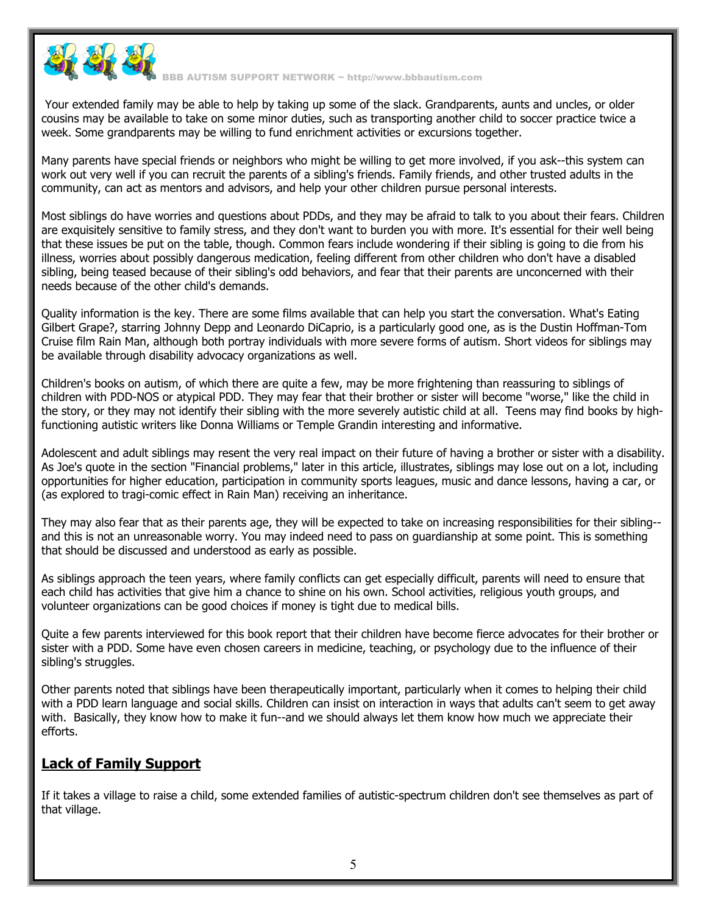Your extended family may be able to help by taking up some of the slack. Grandparents, aunts and uncles, or older cousins may be available to take on some minor duties, such as transporting another child to soccer practice twice a week. Some grandparents may be willing to fund enrichment activities or excursions together.

Many parents have special friends or neighbors who might be willing to get more involved, if you ask--this system can work out very well if you can recruit the parents of a sibling's friends. Family friends, and other trusted adults in the community, can act as mentors and advisors, and help your other children pursue personal interests.

Most siblings do have worries and questions about PDDs, and they may be afraid to talk to you about their fears. Children are exquisitely sensitive to family stress, and they don't want to burden you with more. It's essential for their well being that these issues be put on the table, though. Common fears include wondering if their sibling is going to die from his illness, worries about possibly dangerous medication, feeling different from other children who don't have a disabled sibling, being teased because of their sibling's odd behaviors, and fear that their parents are unconcerned with their needs because of the other child's demands.

Quality information is the key. There are some films available that can help you start the conversation. What's Eating Gilbert Grape?, starring Johnny Depp and Leonardo DiCaprio, is a particularly good one, as is the Dustin Hoffman-Tom Cruise film Rain Man, although both portray individuals with more severe forms of autism. Short videos for siblings may be available through disability advocacy organizations as well.

Children's books on autism, of which there are quite a few, may be more frightening than reassuring to siblings of children with PDD-NOS or atypical PDD. They may fear that their brother or sister will become "worse," like the child in the story, or they may not identify their sibling with the more severely autistic child at all. Teens may find books by high-functioning autistic writers like Donna Williams or Temple Grandin interesting and informative.

Adolescent and adult siblings may resent the very real impact on their future of having a brother or sister with a disability. As Joe's quote in the section "Financial problems," later in this article, illustrates, siblings may lose out on a lot, including opportunities for higher education, participation in community sports leagues, music and dance lessons, having a car, or (as explored to tragi-comic effect in Rain Man) receiving an inheritance.

They may also fear that as their parents age, they will be expected to take on increasing responsibilities for their sibling--and this is not an unreasonable worry. You may indeed need to pass on guardianship at some point. This is something that should be discussed and understood as early as possible.

As siblings approach the teen years, where family conflicts can get especially difficult, parents will need to ensure that each child has activities that give him a chance to shine on his own. School activities, religious youth groups, and volunteer organizations can be good choices if money is tight due to medical bills.

Quite a few parents interviewed for this book report that their children have become fierce advocates for their brother or sister with a PDD. Some have even chosen careers in medicine, teaching, or psychology due to the influence of their sibling's struggles.

Other parents noted that siblings have been therapeutically important, particularly when it comes to helping their child with a PDD learn language and social skills. Children can insist on interaction in ways that adults can't seem to get away with. Basically, they know how to make it fun--and we should always let them know how much we appreciate their efforts.

## Lack of Family Support

If it takes a village to raise a child, some extended families of autistic-spectrum children don't see themselves as part of that village.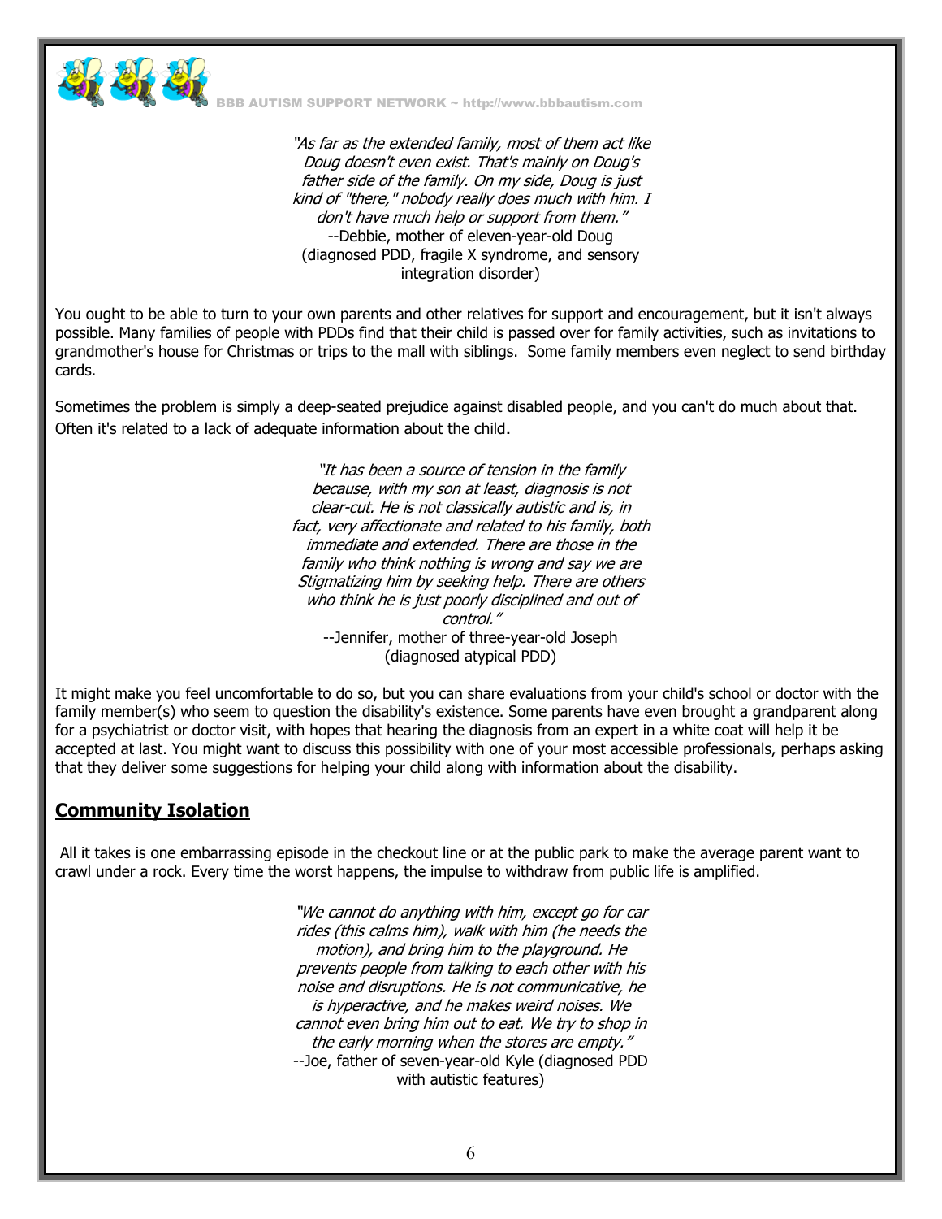*"As far as the extended family, most of them act like Doug doesn't even exist. That's mainly on Doug's father side of the family. On my side, Doug is just kind of "there," nobody really does much with him. I don't have much help or support from them."*
--Debbie, mother of eleven-year-old Doug (diagnosed PDD, fragile X syndrome, and sensory integration disorder)

You ought to be able to turn to your own parents and other relatives for support and encouragement, but it isn't always possible. Many families of people with PDDs find that their child is passed over for family activities, such as invitations to grandmother's house for Christmas or trips to the mall with siblings. Some family members even neglect to send birthday cards.

Sometimes the problem is simply a deep-seated prejudice against disabled people, and you can't do much about that. Often it's related to a lack of adequate information about the child.

*"It has been a source of tension in the family because, with my son at least, diagnosis is not clear-cut. He is not classically autistic and is, in fact, very affectionate and related to his family, both immediate and extended. There are those in the family who think nothing is wrong and say we are Stigmatizing him by seeking help. There are others who think he is just poorly disciplined and out of control."*
--Jennifer, mother of three-year-old Joseph (diagnosed atypical PDD)

It might make you feel uncomfortable to do so, but you can share evaluations from your child's school or doctor with the family member(s) who seem to question the disability's existence. Some parents have even brought a grandparent along for a psychiatrist or doctor visit, with hopes that hearing the diagnosis from an expert in a white coat will help it be accepted at last. You might want to discuss this possibility with one of your most accessible professionals, perhaps asking that they deliver some suggestions for helping your child along with information about the disability.

## Community Isolation

All it takes is one embarrassing episode in the checkout line or at the public park to make the average parent want to crawl under a rock. Every time the worst happens, the impulse to withdraw from public life is amplified.

*"We cannot do anything with him, except go for car rides (this calms him), walk with him (he needs the motion), and bring him to the playground. He prevents people from talking to each other with his noise and disruptions. He is not communicative, he is hyperactive, and he makes weird noises. We cannot even bring him out to eat. We try to shop in the early morning when the stores are empty."*
--Joe, father of seven-year-old Kyle (diagnosed PDD with autistic features)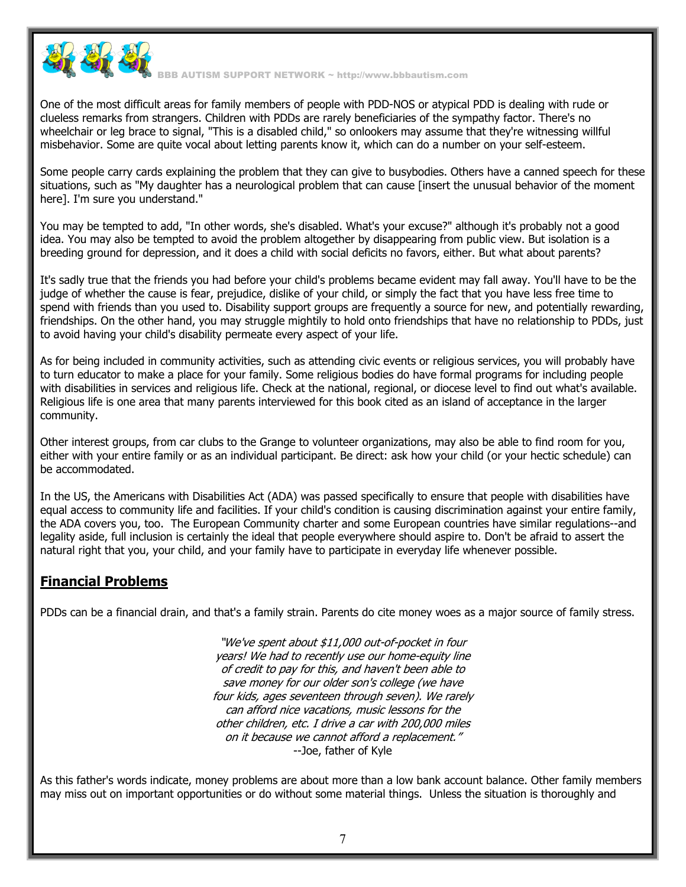One of the most difficult areas for family members of people with PDD-NOS or atypical PDD is dealing with rude or clueless remarks from strangers. Children with PDDs are rarely beneficiaries of the sympathy factor. There's no wheelchair or leg brace to signal, "This is a disabled child," so onlookers may assume that they're witnessing willful misbehavior. Some are quite vocal about letting parents know it, which can do a number on your self-esteem.

Some people carry cards explaining the problem that they can give to busybodies. Others have a canned speech for these situations, such as "My daughter has a neurological problem that can cause [insert the unusual behavior of the moment here]. I'm sure you understand."

You may be tempted to add, "In other words, she's disabled. What's your excuse?" although it's probably not a good idea. You may also be tempted to avoid the problem altogether by disappearing from public view. But isolation is a breeding ground for depression, and it does a child with social deficits no favors, either. But what about parents?

It's sadly true that the friends you had before your child's problems became evident may fall away. You'll have to be the judge of whether the cause is fear, prejudice, dislike of your child, or simply the fact that you have less free time to spend with friends than you used to. Disability support groups are frequently a source for new, and potentially rewarding, friendships. On the other hand, you may struggle mightily to hold onto friendships that have no relationship to PDDs, just to avoid having your child's disability permeate every aspect of your life.

As for being included in community activities, such as attending civic events or religious services, you will probably have to turn educator to make a place for your family. Some religious bodies do have formal programs for including people with disabilities in services and religious life. Check at the national, regional, or diocese level to find out what's available. Religious life is one area that many parents interviewed for this book cited as an island of acceptance in the larger community.

Other interest groups, from car clubs to the Grange to volunteer organizations, may also be able to find room for you, either with your entire family or as an individual participant. Be direct: ask how your child (or your hectic schedule) can be accommodated.

In the US, the Americans with Disabilities Act (ADA) was passed specifically to ensure that people with disabilities have equal access to community life and facilities. If your child's condition is causing discrimination against your entire family, the ADA covers you, too. The European Community charter and some European countries have similar regulations--and legality aside, full inclusion is certainly the ideal that people everywhere should aspire to. Don't be afraid to assert the natural right that you, your child, and your family have to participate in everyday life whenever possible.

## Financial Problems

PDDs can be a financial drain, and that's a family strain. Parents do cite money woes as a major source of family stress.

> *"We've spent about $11,000 out-of-pocket in four years! We had to recently use our home-equity line of credit to pay for this, and haven't been able to save money for our older son's college (we have four kids, ages seventeen through seven). We rarely can afford nice vacations, music lessons for the other children, etc. I drive a car with 200,000 miles on it because we cannot afford a replacement."*
> --Joe, father of Kyle

As this father's words indicate, money problems are about more than a low bank account balance. Other family members may miss out on important opportunities or do without some material things. Unless the situation is thoroughly and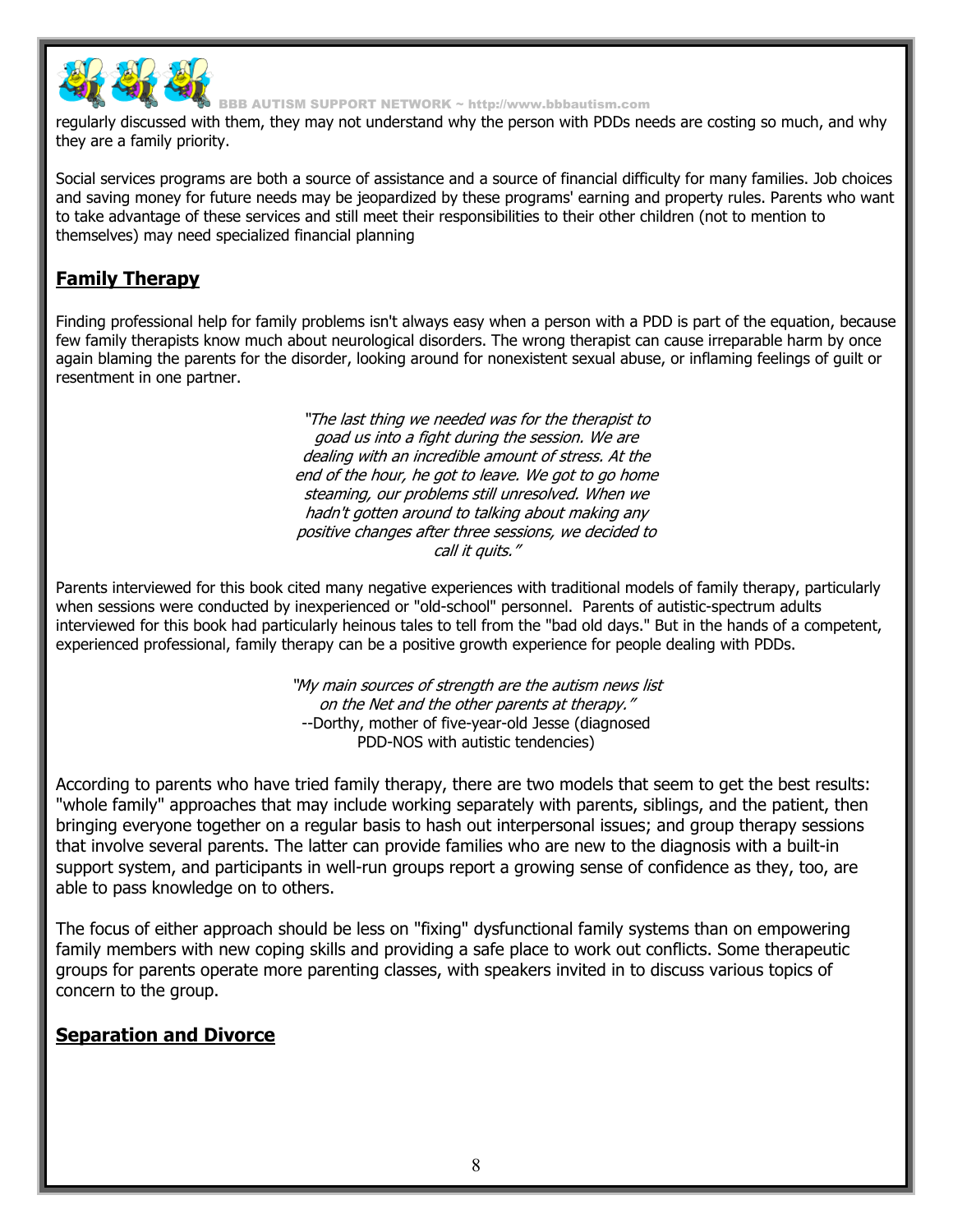regularly discussed with them, they may not understand why the person with PDDs needs are costing so much, and why they are a family priority.

Social services programs are both a source of assistance and a source of financial difficulty for many families. Job choices and saving money for future needs may be jeopardized by these programs' earning and property rules. Parents who want to take advantage of these services and still meet their responsibilities to their other children (not to mention to themselves) may need specialized financial planning

## Family Therapy

Finding professional help for family problems isn't always easy when a person with a PDD is part of the equation, because few family therapists know much about neurological disorders. The wrong therapist can cause irreparable harm by once again blaming the parents for the disorder, looking around for nonexistent sexual abuse, or inflaming feelings of guilt or resentment in one partner.

> *"The last thing we needed was for the therapist to goad us into a fight during the session. We are dealing with an incredible amount of stress. At the end of the hour, he got to leave. We got to go home steaming, our problems still unresolved. When we hadn't gotten around to talking about making any positive changes after three sessions, we decided to call it quits."*

Parents interviewed for this book cited many negative experiences with traditional models of family therapy, particularly when sessions were conducted by inexperienced or "old-school" personnel. Parents of autistic-spectrum adults interviewed for this book had particularly heinous tales to tell from the "bad old days." But in the hands of a competent, experienced professional, family therapy can be a positive growth experience for people dealing with PDDs.

> *"My main sources of strength are the autism news list on the Net and the other parents at therapy."*
> --Dorthy, mother of five-year-old Jesse (diagnosed PDD-NOS with autistic tendencies)

According to parents who have tried family therapy, there are two models that seem to get the best results: "whole family" approaches that may include working separately with parents, siblings, and the patient, then bringing everyone together on a regular basis to hash out interpersonal issues; and group therapy sessions that involve several parents. The latter can provide families who are new to the diagnosis with a built-in support system, and participants in well-run groups report a growing sense of confidence as they, too, are able to pass knowledge on to others.

The focus of either approach should be less on "fixing" dysfunctional family systems than on empowering family members with new coping skills and providing a safe place to work out conflicts. Some therapeutic groups for parents operate more parenting classes, with speakers invited in to discuss various topics of concern to the group.

## Separation and Divorce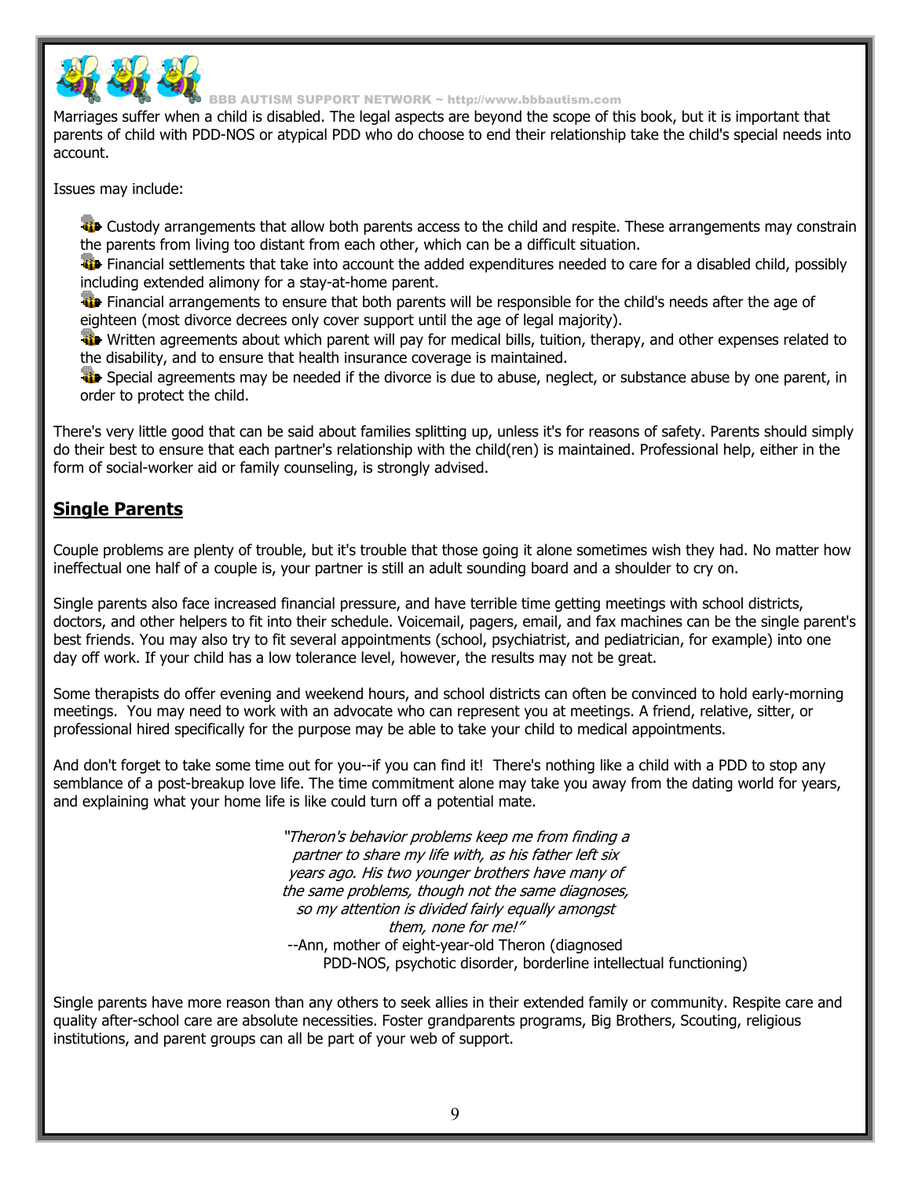Marriages suffer when a child is disabled. The legal aspects are beyond the scope of this book, but it is important that parents of child with PDD-NOS or atypical PDD who do choose to end their relationship take the child's special needs into account.

Issues may include:

- Custody arrangements that allow both parents access to the child and respite. These arrangements may constrain the parents from living too distant from each other, which can be a difficult situation.
- Financial settlements that take into account the added expenditures needed to care for a disabled child, possibly including extended alimony for a stay-at-home parent.
- Financial arrangements to ensure that both parents will be responsible for the child's needs after the age of eighteen (most divorce decrees only cover support until the age of legal majority).
- Written agreements about which parent will pay for medical bills, tuition, therapy, and other expenses related to the disability, and to ensure that health insurance coverage is maintained.
- Special agreements may be needed if the divorce is due to abuse, neglect, or substance abuse by one parent, in order to protect the child.

There's very little good that can be said about families splitting up, unless it's for reasons of safety. Parents should simply do their best to ensure that each partner's relationship with the child(ren) is maintained. Professional help, either in the form of social-worker aid or family counseling, is strongly advised.

## Single Parents

Couple problems are plenty of trouble, but it's trouble that those going it alone sometimes wish they had. No matter how ineffectual one half of a couple is, your partner is still an adult sounding board and a shoulder to cry on.

Single parents also face increased financial pressure, and have terrible time getting meetings with school districts, doctors, and other helpers to fit into their schedule. Voicemail, pagers, email, and fax machines can be the single parent's best friends. You may also try to fit several appointments (school, psychiatrist, and pediatrician, for example) into one day off work. If your child has a low tolerance level, however, the results may not be great.

Some therapists do offer evening and weekend hours, and school districts can often be convinced to hold early-morning meetings. You may need to work with an advocate who can represent you at meetings. A friend, relative, sitter, or professional hired specifically for the purpose may be able to take your child to medical appointments.

And don't forget to take some time out for you--if you can find it! There's nothing like a child with a PDD to stop any semblance of a post-breakup love life. The time commitment alone may take you away from the dating world for years, and explaining what your home life is like could turn off a potential mate.

> *"Theron's behavior problems keep me from finding a partner to share my life with, as his father left six years ago. His two younger brothers have many of the same problems, though not the same diagnoses, so my attention is divided fairly equally amongst them, none for me!"*
>
> --Ann, mother of eight-year-old Theron (diagnosed PDD-NOS, psychotic disorder, borderline intellectual functioning)

Single parents have more reason than any others to seek allies in their extended family or community. Respite care and quality after-school care are absolute necessities. Foster grandparents programs, Big Brothers, Scouting, religious institutions, and parent groups can all be part of your web of support.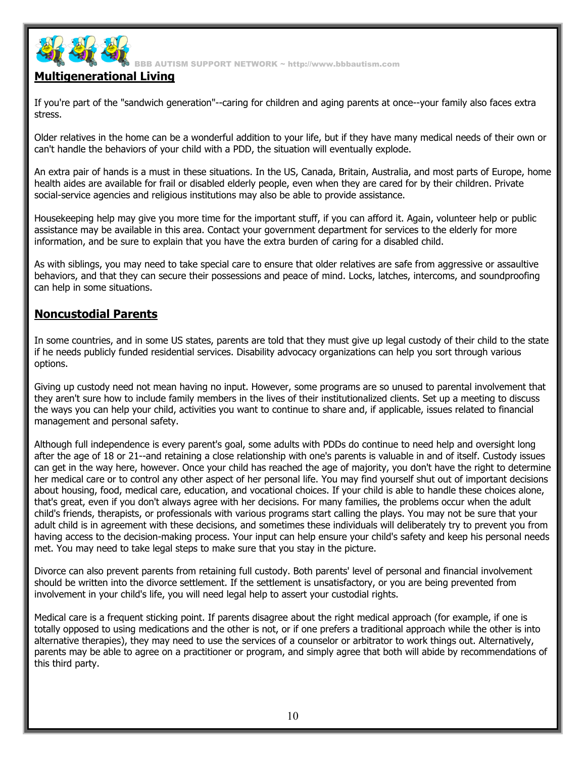## Multigenerational Living

If you're part of the "sandwich generation"--caring for children and aging parents at once--your family also faces extra stress.

Older relatives in the home can be a wonderful addition to your life, but if they have many medical needs of their own or can't handle the behaviors of your child with a PDD, the situation will eventually explode.

An extra pair of hands is a must in these situations. In the US, Canada, Britain, Australia, and most parts of Europe, home health aides are available for frail or disabled elderly people, even when they are cared for by their children. Private social-service agencies and religious institutions may also be able to provide assistance.

Housekeeping help may give you more time for the important stuff, if you can afford it. Again, volunteer help or public assistance may be available in this area. Contact your government department for services to the elderly for more information, and be sure to explain that you have the extra burden of caring for a disabled child.

As with siblings, you may need to take special care to ensure that older relatives are safe from aggressive or assaultive behaviors, and that they can secure their possessions and peace of mind. Locks, latches, intercoms, and soundproofing can help in some situations.

## Noncustodial Parents

In some countries, and in some US states, parents are told that they must give up legal custody of their child to the state if he needs publicly funded residential services. Disability advocacy organizations can help you sort through various options.

Giving up custody need not mean having no input. However, some programs are so unused to parental involvement that they aren't sure how to include family members in the lives of their institutionalized clients. Set up a meeting to discuss the ways you can help your child, activities you want to continue to share and, if applicable, issues related to financial management and personal safety.

Although full independence is every parent's goal, some adults with PDDs do continue to need help and oversight long after the age of 18 or 21--and retaining a close relationship with one's parents is valuable in and of itself. Custody issues can get in the way here, however. Once your child has reached the age of majority, you don't have the right to determine her medical care or to control any other aspect of her personal life. You may find yourself shut out of important decisions about housing, food, medical care, education, and vocational choices. If your child is able to handle these choices alone, that's great, even if you don't always agree with her decisions. For many families, the problems occur when the adult child's friends, therapists, or professionals with various programs start calling the plays. You may not be sure that your adult child is in agreement with these decisions, and sometimes these individuals will deliberately try to prevent you from having access to the decision-making process. Your input can help ensure your child's safety and keep his personal needs met. You may need to take legal steps to make sure that you stay in the picture.

Divorce can also prevent parents from retaining full custody. Both parents' level of personal and financial involvement should be written into the divorce settlement. If the settlement is unsatisfactory, or you are being prevented from involvement in your child's life, you will need legal help to assert your custodial rights.

Medical care is a frequent sticking point. If parents disagree about the right medical approach (for example, if one is totally opposed to using medications and the other is not, or if one prefers a traditional approach while the other is into alternative therapies), they may need to use the services of a counselor or arbitrator to work things out. Alternatively, parents may be able to agree on a practitioner or program, and simply agree that both will abide by recommendations of this third party.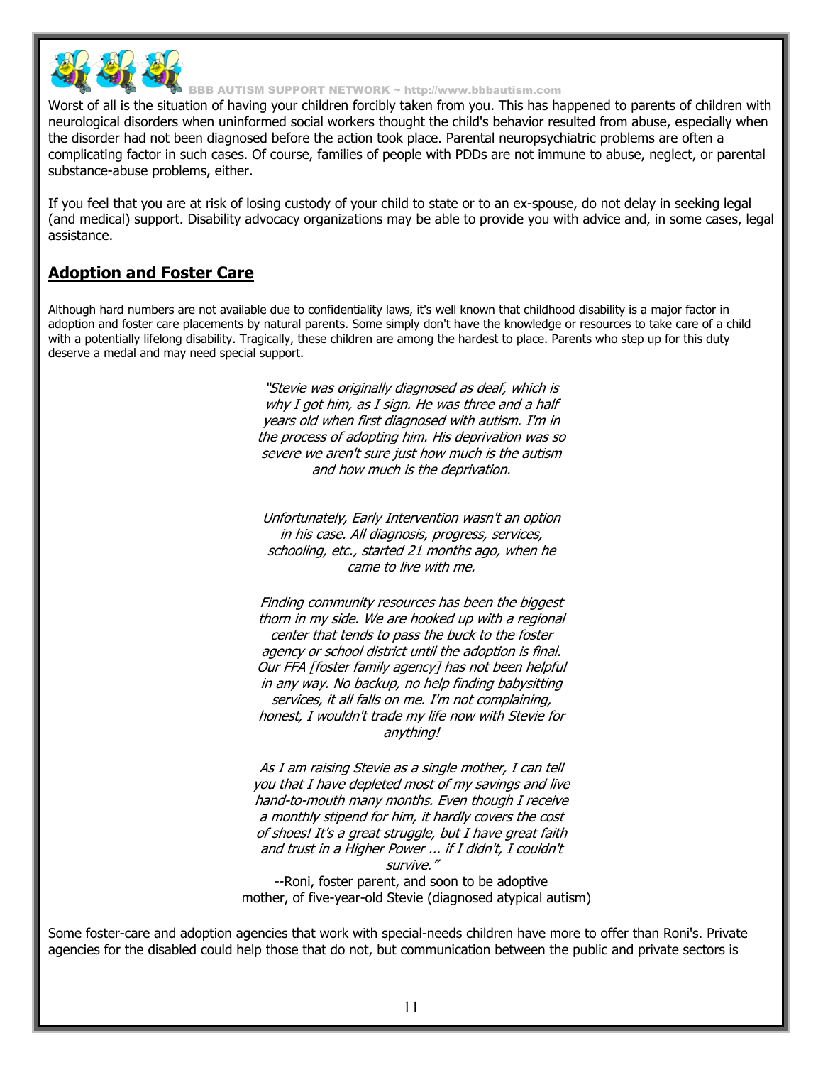Worst of all is the situation of having your children forcibly taken from you. This has happened to parents of children with neurological disorders when uninformed social workers thought the child's behavior resulted from abuse, especially when the disorder had not been diagnosed before the action took place. Parental neuropsychiatric problems are often a complicating factor in such cases. Of course, families of people with PDDs are not immune to abuse, neglect, or parental substance-abuse problems, either.

If you feel that you are at risk of losing custody of your child to state or to an ex-spouse, do not delay in seeking legal (and medical) support. Disability advocacy organizations may be able to provide you with advice and, in some cases, legal assistance.

## Adoption and Foster Care

Although hard numbers are not available due to confidentiality laws, it's well known that childhood disability is a major factor in adoption and foster care placements by natural parents. Some simply don't have the knowledge or resources to take care of a child with a potentially lifelong disability. Tragically, these children are among the hardest to place. Parents who step up for this duty deserve a medal and may need special support.

> *"Stevie was originally diagnosed as deaf, which is why I got him, as I sign. He was three and a half years old when first diagnosed with autism. I'm in the process of adopting him. His deprivation was so severe we aren't sure just how much is the autism and how much is the deprivation.*
>
> *Unfortunately, Early Intervention wasn't an option in his case. All diagnosis, progress, services, schooling, etc., started 21 months ago, when he came to live with me.*
>
> *Finding community resources has been the biggest thorn in my side. We are hooked up with a regional center that tends to pass the buck to the foster agency or school district until the adoption is final. Our FFA [foster family agency] has not been helpful in any way. No backup, no help finding babysitting services, it all falls on me. I'm not complaining, honest, I wouldn't trade my life now with Stevie for anything!*
>
> *As I am raising Stevie as a single mother, I can tell you that I have depleted most of my savings and live hand-to-mouth many months. Even though I receive a monthly stipend for him, it hardly covers the cost of shoes! It's a great struggle, but I have great faith and trust in a Higher Power ... if I didn't, I couldn't survive."*
>
> --Roni, foster parent, and soon to be adoptive mother, of five-year-old Stevie (diagnosed atypical autism)

Some foster-care and adoption agencies that work with special-needs children have more to offer than Roni's. Private agencies for the disabled could help those that do not, but communication between the public and private sectors is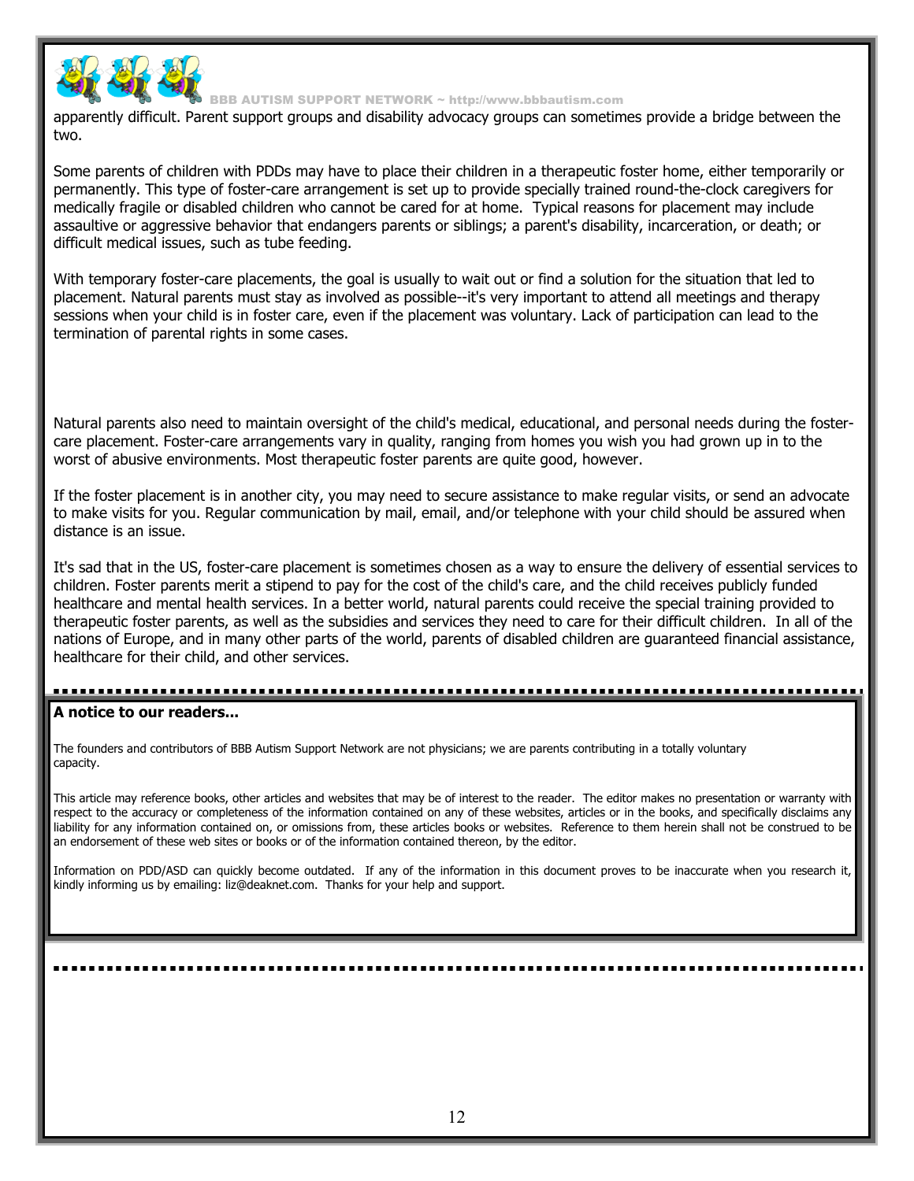apparently difficult. Parent support groups and disability advocacy groups can sometimes provide a bridge between the two.

Some parents of children with PDDs may have to place their children in a therapeutic foster home, either temporarily or permanently. This type of foster-care arrangement is set up to provide specially trained round-the-clock caregivers for medically fragile or disabled children who cannot be cared for at home. Typical reasons for placement may include assaultive or aggressive behavior that endangers parents or siblings; a parent's disability, incarceration, or death; or difficult medical issues, such as tube feeding.

With temporary foster-care placements, the goal is usually to wait out or find a solution for the situation that led to placement. Natural parents must stay as involved as possible--it's very important to attend all meetings and therapy sessions when your child is in foster care, even if the placement was voluntary. Lack of participation can lead to the termination of parental rights in some cases.

Natural parents also need to maintain oversight of the child's medical, educational, and personal needs during the foster-care placement. Foster-care arrangements vary in quality, ranging from homes you wish you had grown up in to the worst of abusive environments. Most therapeutic foster parents are quite good, however.

If the foster placement is in another city, you may need to secure assistance to make regular visits, or send an advocate to make visits for you. Regular communication by mail, email, and/or telephone with your child should be assured when distance is an issue.

It's sad that in the US, foster-care placement is sometimes chosen as a way to ensure the delivery of essential services to children. Foster parents merit a stipend to pay for the cost of the child's care, and the child receives publicly funded healthcare and mental health services. In a better world, natural parents could receive the special training provided to therapeutic foster parents, as well as the subsidies and services they need to care for their difficult children. In all of the nations of Europe, and in many other parts of the world, parents of disabled children are guaranteed financial assistance, healthcare for their child, and other services.

**A notice to our readers...**

The founders and contributors of BBB Autism Support Network are not physicians; we are parents contributing in a totally voluntary capacity.

This article may reference books, other articles and websites that may be of interest to the reader. The editor makes no presentation or warranty with respect to the accuracy or completeness of the information contained on any of these websites, articles or in the books, and specifically disclaims any liability for any information contained on, or omissions from, these articles books or websites. Reference to them herein shall not be construed to be an endorsement of these web sites or books or of the information contained thereon, by the editor.

Information on PDD/ASD can quickly become outdated. If any of the information in this document proves to be inaccurate when you research it, kindly informing us by emailing: liz@deaknet.com. Thanks for your help and support.